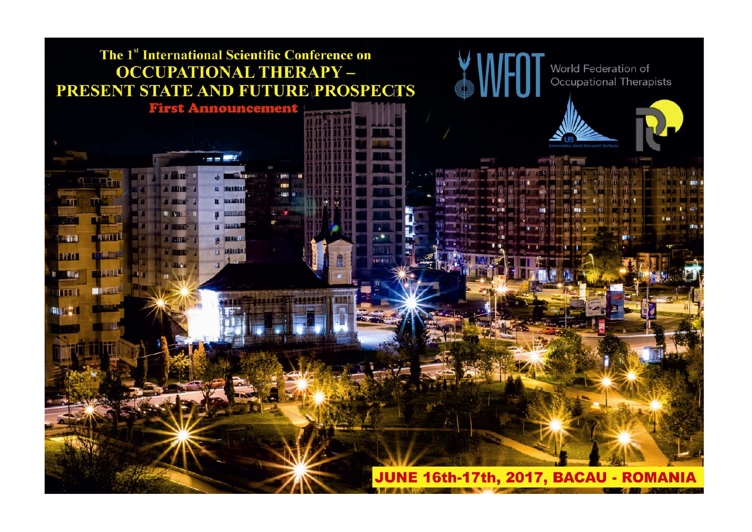The 1[st] International Scientific Conference on

# OCCUPATIONAL THERAPY – PRESENT STATE AND FUTURE PROSPECTS

**First Announcement**

WFOT World Federation of Occupational Therapists

Universitatea „Vasile Alecsandri" din Bacău

**JUNE 16th-17th, 2017, BACAU - ROMANIA**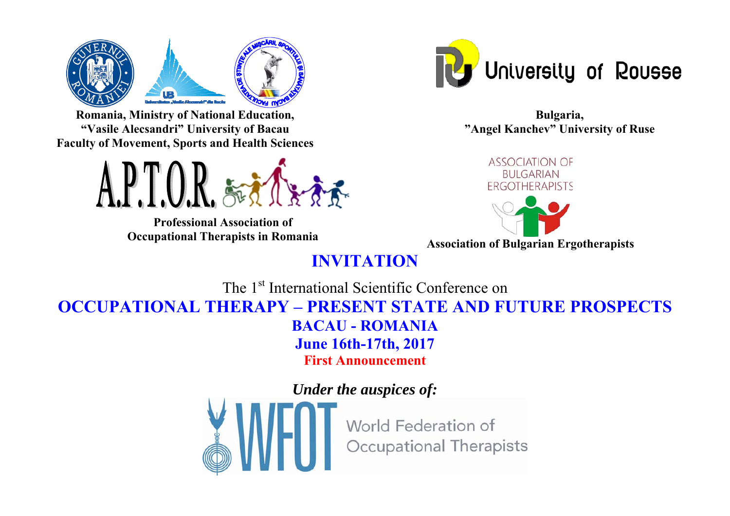Romania, Ministry of National Education,
"Vasile Alecsandri" University of Bacau
Faculty of Movement, Sports and Health Sciences

University of Rousse

Bulgaria,
"Angel Kanchev" University of Ruse

A.P.T.O.R.

Professional Association of
Occupational Therapists in Romania

ASSOCIATION OF BULGARIAN ERGOTHERAPISTS

Association of Bulgarian Ergotherapists

# INVITATION

The 1st International Scientific Conference on

# OCCUPATIONAL THERAPY – PRESENT STATE AND FUTURE PROSPECTS

## BACAU - ROMANIA

## June 16th-17th, 2017

**First Announcement**

***Under the auspices of:***

WFOT World Federation of Occupational Therapists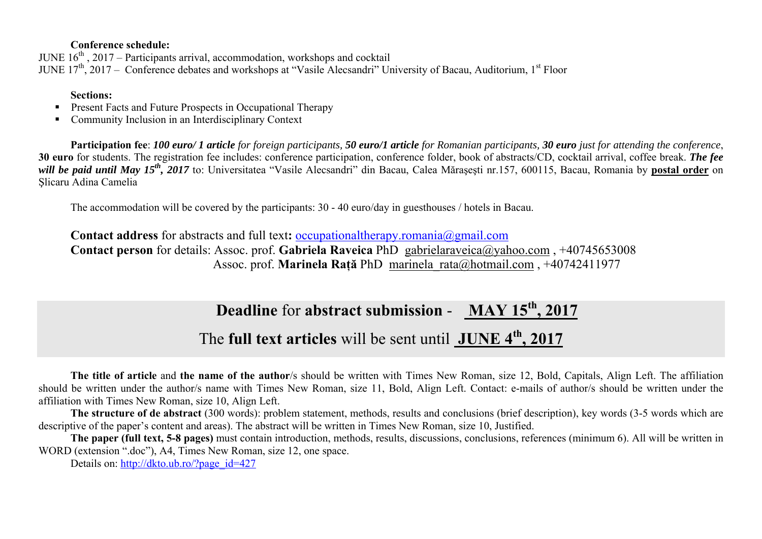**Conference schedule:**

JUNE 16th , 2017 – Participants arrival, accommodation, workshops and cocktail

JUNE 17th, 2017 – Conference debates and workshops at "Vasile Alecsandri" University of Bacau, Auditorium, 1st Floor

**Sections:**

- Present Facts and Future Prospects in Occupational Therapy
- Community Inclusion in an Interdisciplinary Context

**Participation fee**: ***100 euro/ 1 article*** *for foreign participants,* ***50 euro/1 article*** *for Romanian participants,* ***30 euro*** *just for attending the conference*, **30 euro** for students. The registration fee includes: conference participation, conference folder, book of abstracts/CD, cocktail arrival, coffee break. ***The fee will be paid until May 15th, 2017*** to: Universitatea "Vasile Alecsandri" din Bacau, Calea Mărăşeşti nr.157, 600115, Bacau, Romania by **postal order** on Şlicaru Adina Camelia

The accommodation will be covered by the participants: 30 - 40 euro/day in guesthouses / hotels in Bacau.

**Contact address** for abstracts and full text**:** occupationaltherapy.romania@gmail.com

**Contact person** for details: Assoc. prof. **Gabriela Raveica** PhD gabrielaraveica@yahoo.com , +40745653008

Assoc. prof. **Marinela Rață** PhD marinela_rata@hotmail.com , +40742411977

## **Deadline** for **abstract submission** - **MAY 15th, 2017**

## The **full text articles** will be sent until **JUNE 4th, 2017**

**The title of article** and **the name of the author**/s should be written with Times New Roman, size 12, Bold, Capitals, Align Left. The affiliation should be written under the author/s name with Times New Roman, size 11, Bold, Align Left. Contact: e-mails of author/s should be written under the affiliation with Times New Roman, size 10, Align Left.

**The structure of de abstract** (300 words): problem statement, methods, results and conclusions (brief description), key words (3-5 words which are descriptive of the paper's content and areas). The abstract will be written in Times New Roman, size 10, Justified.

**The paper (full text, 5-8 pages)** must contain introduction, methods, results, discussions, conclusions, references (minimum 6). All will be written in WORD (extension ".doc"), A4, Times New Roman, size 12, one space.

Details on: http://dkto.ub.ro/?page_id=427